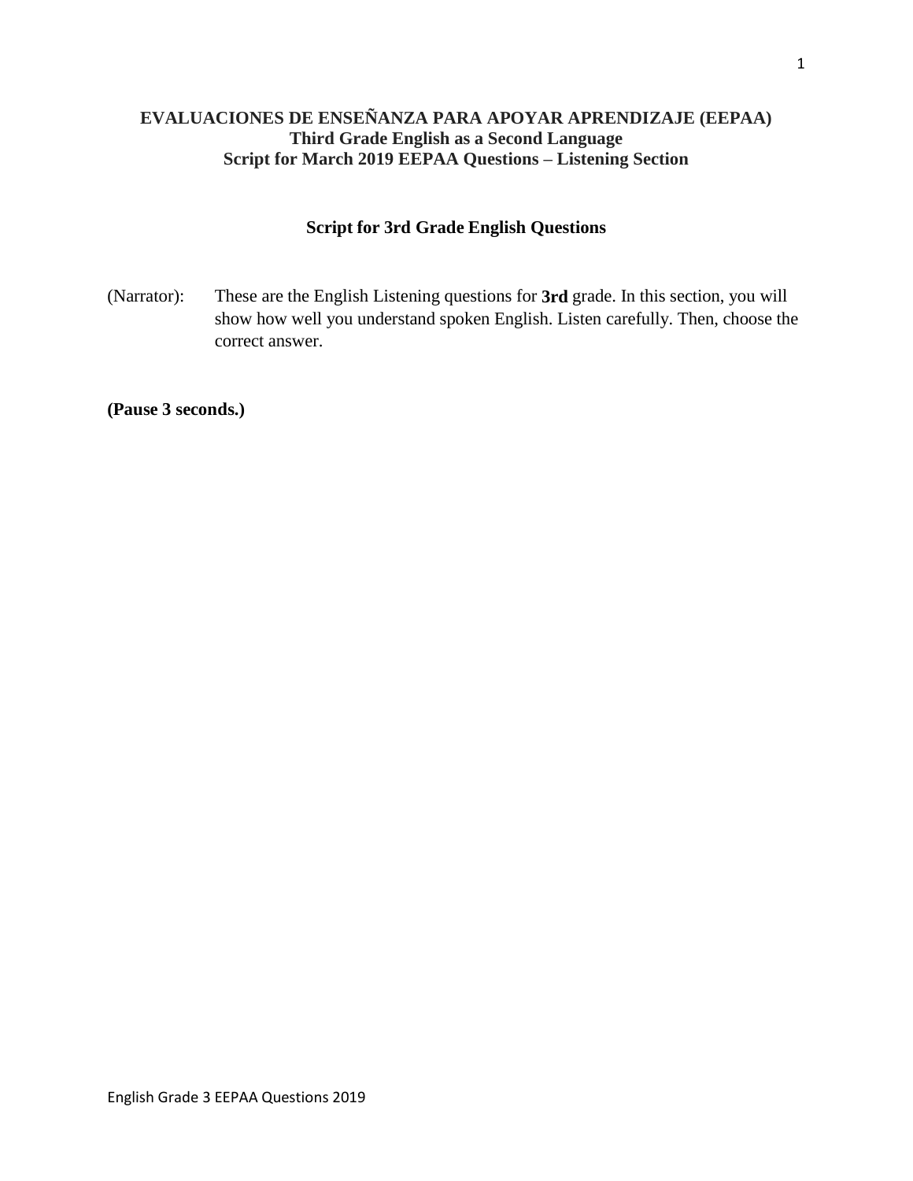# EVALUACIONES DE ENSEÑANZA PARA APOYAR APRENDIZAJE (EEPAA)
## Third Grade English as a Second Language
## Script for March 2019 EEPAA Questions – Listening Section

### Script for 3rd Grade English Questions

(Narrator): These are the English Listening questions for **3rd** grade. In this section, you will show how well you understand spoken English. Listen carefully. Then, choose the correct answer.

**(Pause 3 seconds.)**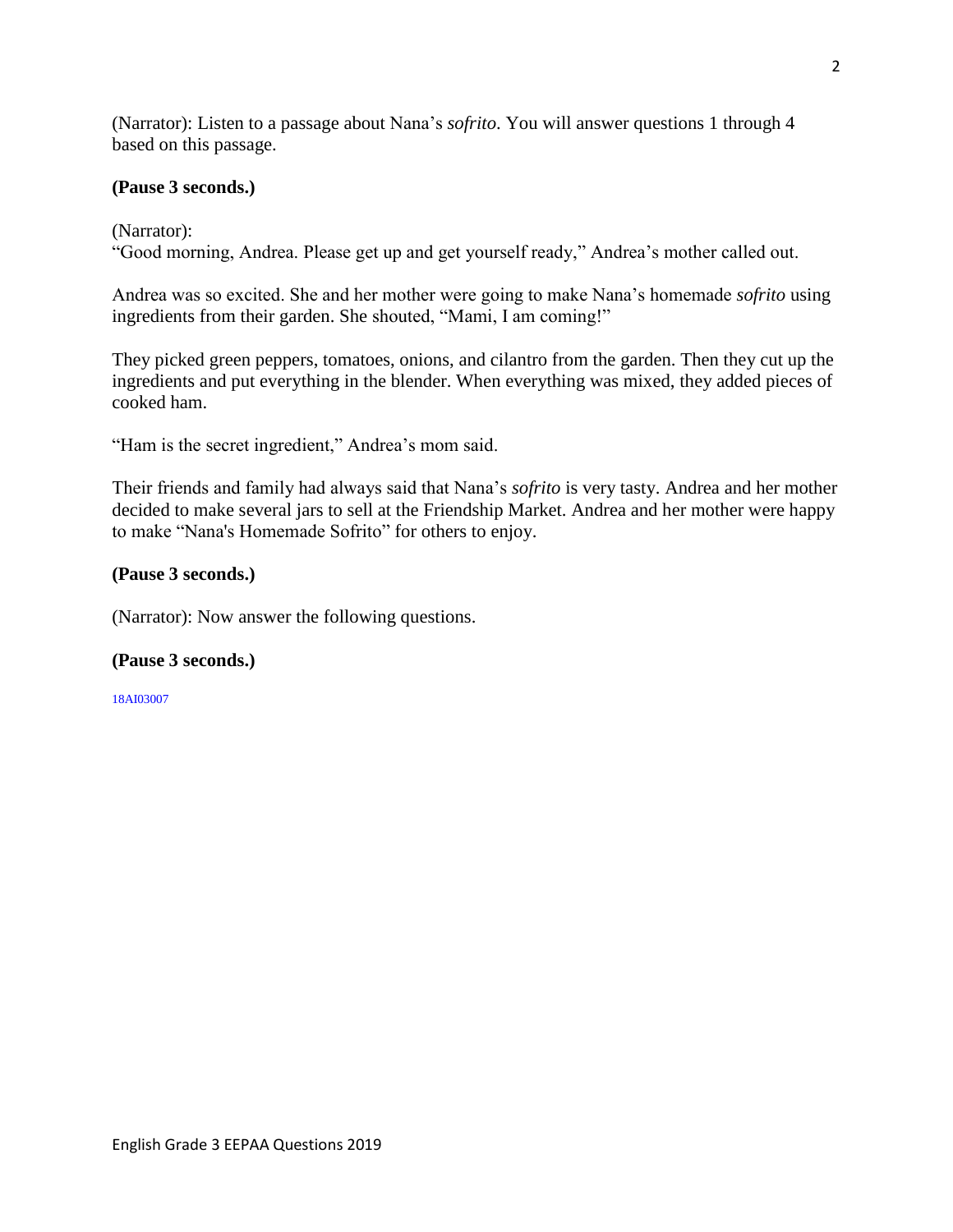(Narrator): Listen to a passage about Nana's *sofrito*. You will answer questions 1 through 4 based on this passage.

**(Pause 3 seconds.)**

(Narrator):
"Good morning, Andrea. Please get up and get yourself ready," Andrea's mother called out.

Andrea was so excited. She and her mother were going to make Nana's homemade *sofrito* using ingredients from their garden. She shouted, "Mami, I am coming!"

They picked green peppers, tomatoes, onions, and cilantro from the garden. Then they cut up the ingredients and put everything in the blender. When everything was mixed, they added pieces of cooked ham.

"Ham is the secret ingredient," Andrea's mom said.

Their friends and family had always said that Nana's *sofrito* is very tasty. Andrea and her mother decided to make several jars to sell at the Friendship Market. Andrea and her mother were happy to make "Nana's Homemade Sofrito" for others to enjoy.

**(Pause 3 seconds.)**

(Narrator): Now answer the following questions.

**(Pause 3 seconds.)**

18AI03007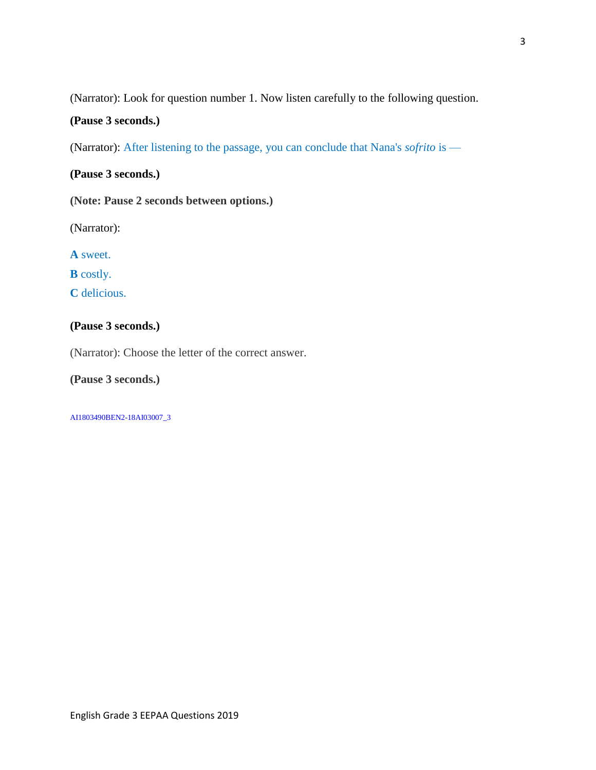(Narrator): Look for question number 1. Now listen carefully to the following question.

**(Pause 3 seconds.)**

(Narrator): After listening to the passage, you can conclude that Nana's *sofrito* is —

**(Pause 3 seconds.)**

**(Note: Pause 2 seconds between options.)**

(Narrator):

**A** sweet.

**B** costly.

**C** delicious.

**(Pause 3 seconds.)**

(Narrator): Choose the letter of the correct answer.

**(Pause 3 seconds.)**

AI1803490BEN2-18AI03007_3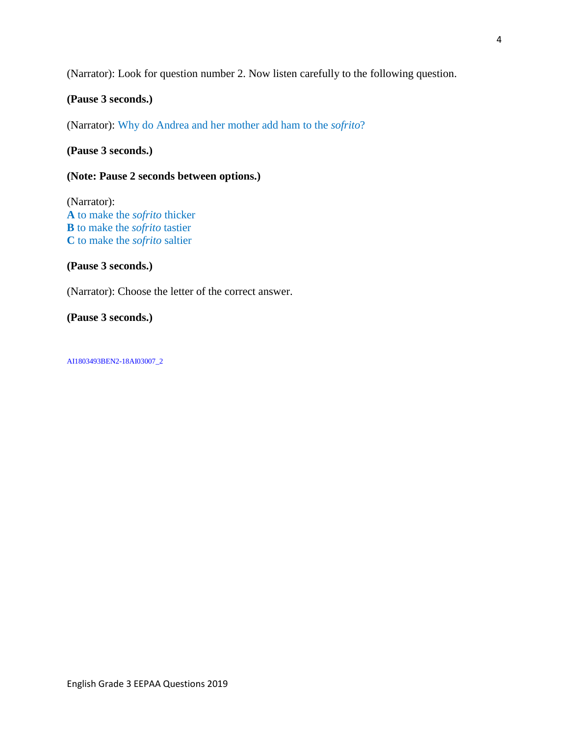(Narrator): Look for question number 2. Now listen carefully to the following question.

**(Pause 3 seconds.)**

(Narrator): Why do Andrea and her mother add ham to the *sofrito*?

**(Pause 3 seconds.)**

**(Note: Pause 2 seconds between options.)**

(Narrator):
**A** to make the *sofrito* thicker
**B** to make the *sofrito* tastier
**C** to make the *sofrito* saltier

**(Pause 3 seconds.)**

(Narrator): Choose the letter of the correct answer.

**(Pause 3 seconds.)**

AI1803493BEN2-18AI03007_2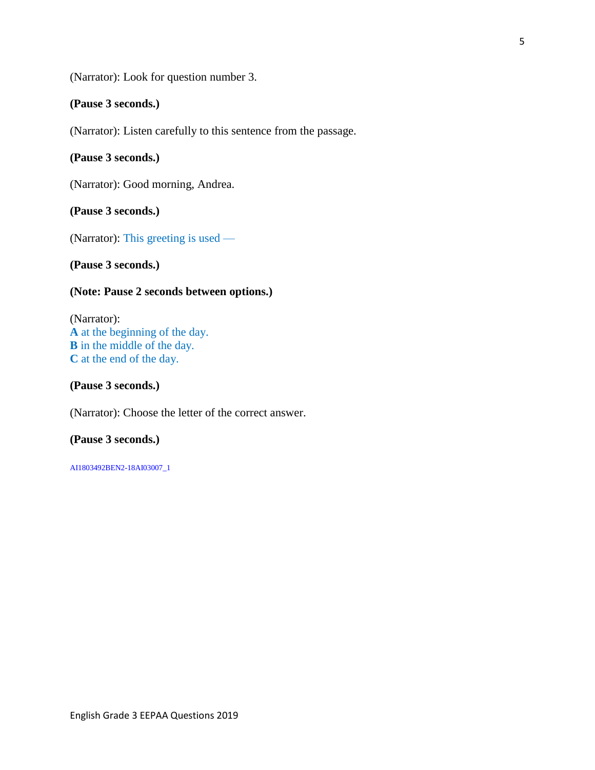(Narrator): Look for question number 3.

**(Pause 3 seconds.)**

(Narrator): Listen carefully to this sentence from the passage.

**(Pause 3 seconds.)**

(Narrator): Good morning, Andrea.

**(Pause 3 seconds.)**

(Narrator): This greeting is used —

**(Pause 3 seconds.)**

**(Note: Pause 2 seconds between options.)**

(Narrator):
**A** at the beginning of the day.
**B** in the middle of the day.
**C** at the end of the day.

**(Pause 3 seconds.)**

(Narrator): Choose the letter of the correct answer.

**(Pause 3 seconds.)**

AI1803492BEN2-18AI03007_1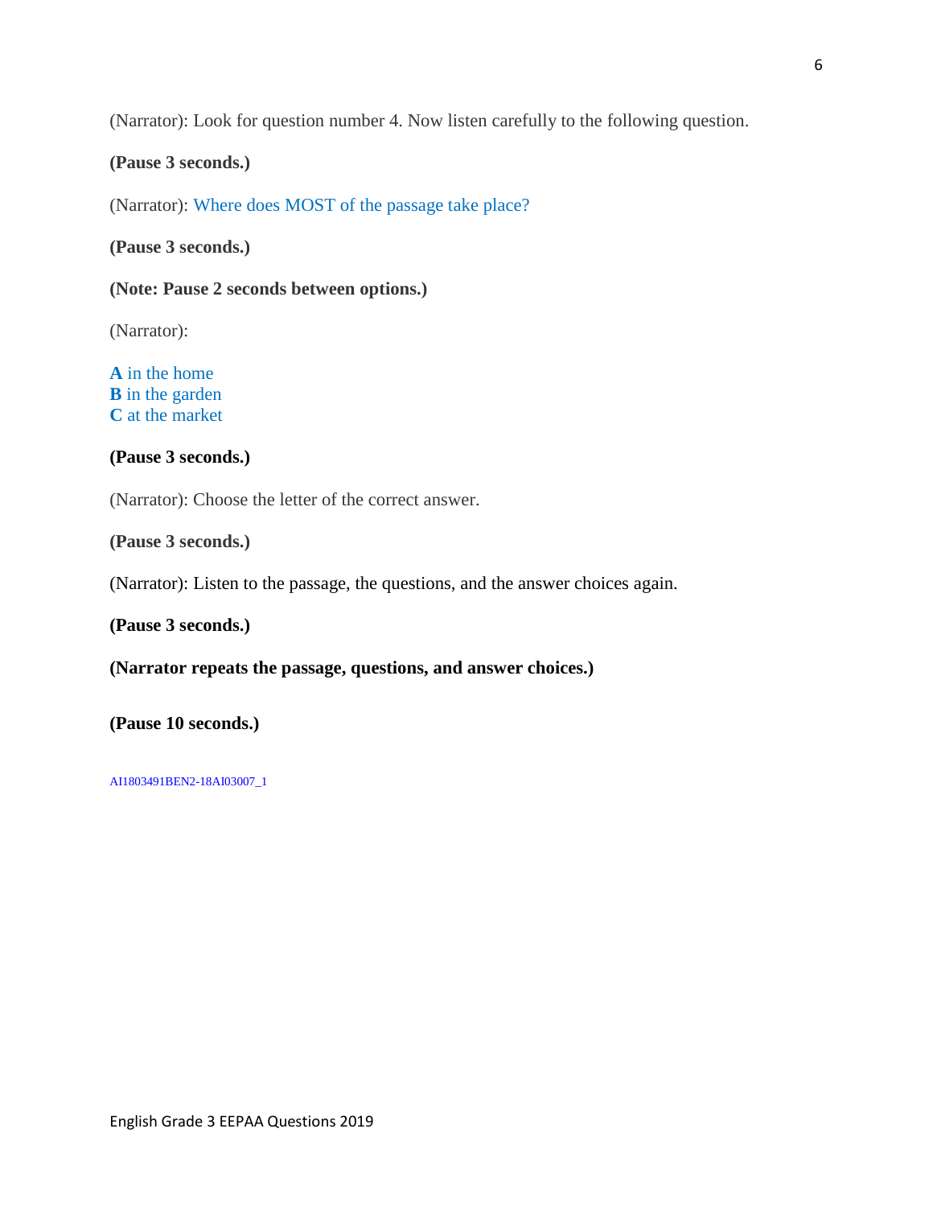(Narrator): Look for question number 4. Now listen carefully to the following question.

**(Pause 3 seconds.)**

(Narrator): Where does MOST of the passage take place?

**(Pause 3 seconds.)**

**(Note: Pause 2 seconds between options.)**

(Narrator):

**A** in the home
**B** in the garden
**C** at the market

**(Pause 3 seconds.)**

(Narrator): Choose the letter of the correct answer.

**(Pause 3 seconds.)**

(Narrator): Listen to the passage, the questions, and the answer choices again.

**(Pause 3 seconds.)**

**(Narrator repeats the passage, questions, and answer choices.)**

**(Pause 10 seconds.)**

AI1803491BEN2-18AI03007_1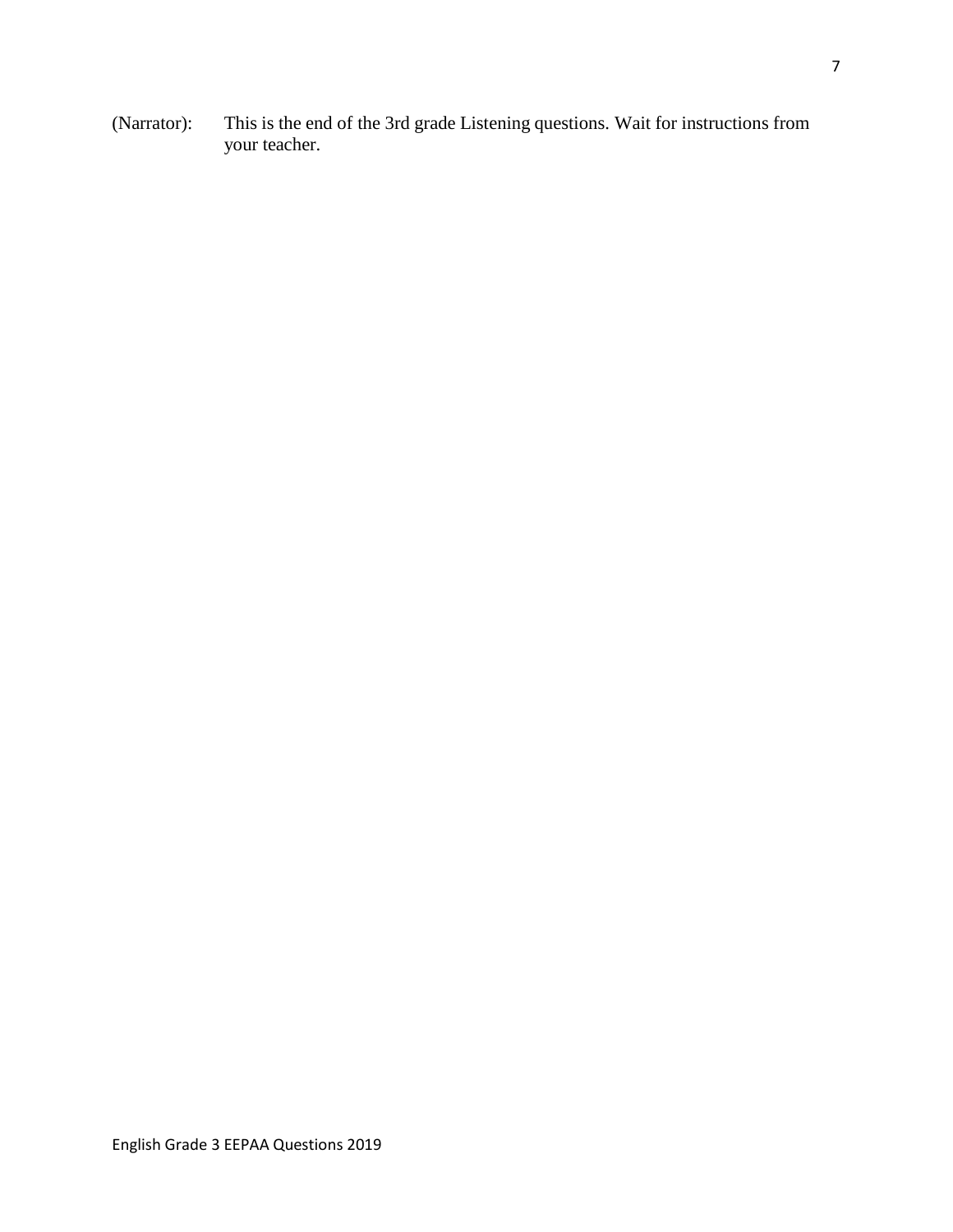(Narrator): This is the end of the 3rd grade Listening questions. Wait for instructions from your teacher.